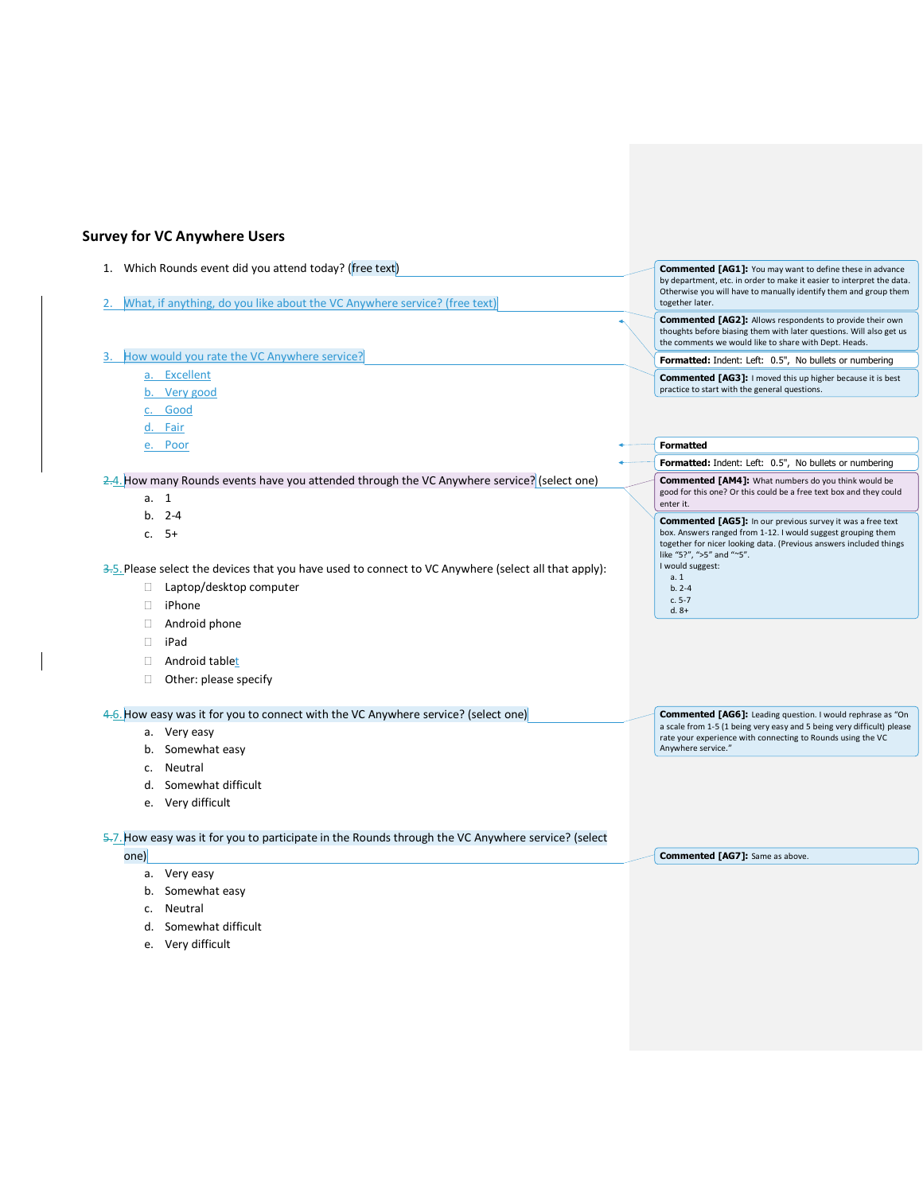## Survey for VC Anywhere Users

1. Which Rounds event did you attend today? (free text)

2. What, if anything, do you like about the VC Anywhere service? (free text)

3. How would you rate the VC Anywhere service?
   a. Excellent
   b. Very good
   c. Good
   d. Fair
   e. Poor

~~2.~~4. How many Rounds events have you attended through the VC Anywhere service? (select one)
   a. 1
   b. 2-4
   c. 5+

~~3.~~5. Please select the devices that you have used to connect to VC Anywhere (select all that apply):
   - Laptop/desktop computer
   - iPhone
   - Android phone
   - iPad
   - Android tablet
   - Other: please specify

~~4.~~6. How easy was it for you to connect with the VC Anywhere service? (select one)
   a. Very easy
   b. Somewhat easy
   c. Neutral
   d. Somewhat difficult
   e. Very difficult

~~5.~~7. How easy was it for you to participate in the Rounds through the VC Anywhere service? (select one)
   a. Very easy
   b. Somewhat easy
   c. Neutral
   d. Somewhat difficult
   e. Very difficult

---

**Commented [AG1]:** You may want to define these in advance by department, etc. in order to make it easier to interpret the data. Otherwise you will have to manually identify them and group them together later.

**Commented [AG2]:** Allows respondents to provide their own thoughts before biasing them with later questions. Will also get us the comments we would like to share with Dept. Heads.

**Formatted:** Indent: Left: 0.5", No bullets or numbering

**Commented [AG3]:** I moved this up higher because it is best practice to start with the general questions.

**Formatted**

**Formatted:** Indent: Left: 0.5", No bullets or numbering

**Commented [AM4]:** What numbers do you think would be good for this one? Or this could be a free text box and they could enter it.

**Commented [AG5]:** In our previous survey it was a free text box. Answers ranged from 1-12. I would suggest grouping them together for nicer looking data. (Previous answers included things like "5?", ">5" and "~5".
I would suggest:
a. 1
b. 2-4
c. 5-7
d. 8+

**Commented [AG6]:** Leading question. I would rephrase as "On a scale from 1-5 (1 being very easy and 5 being very difficult) please rate your experience with connecting to Rounds using the VC Anywhere service."

**Commented [AG7]:** Same as above.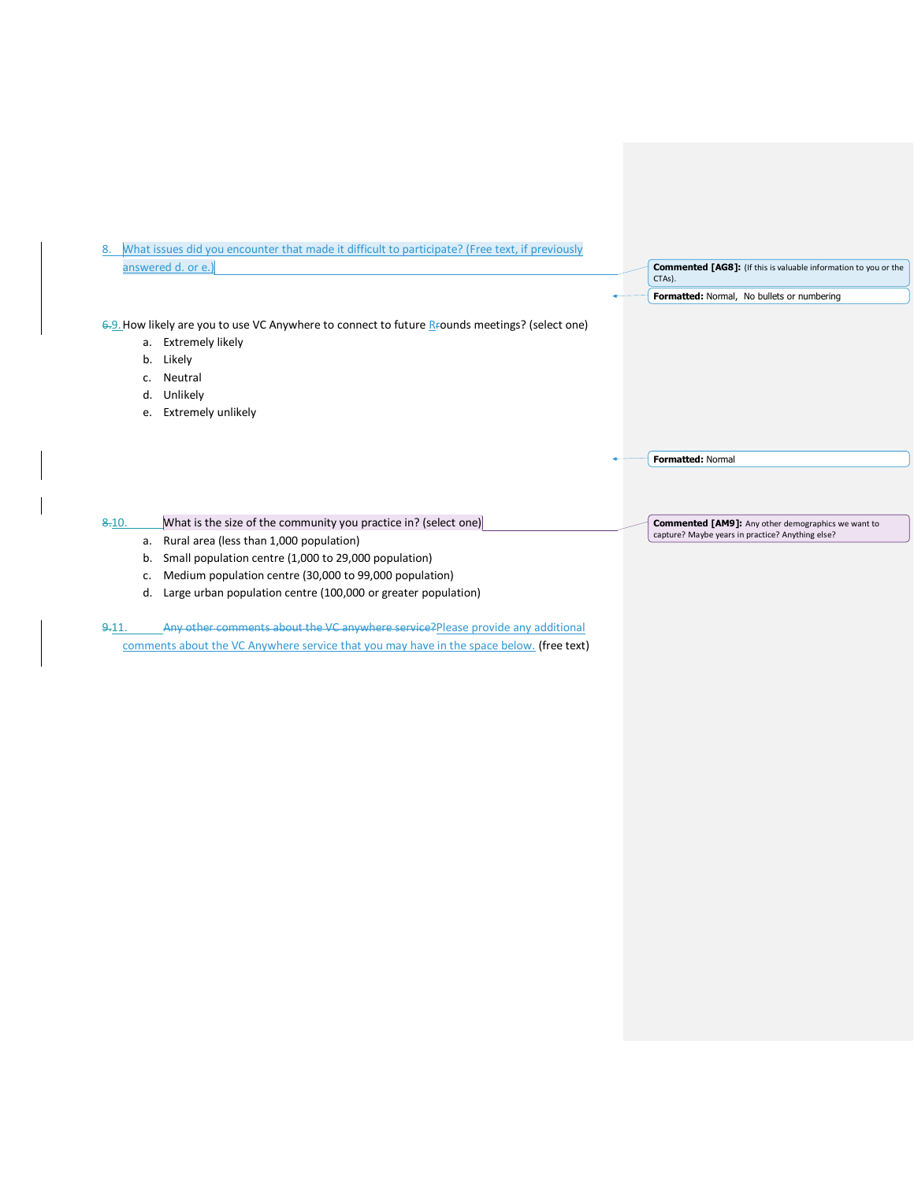8. What issues did you encounter that made it difficult to participate? (Free text, if previously answered d. or e.)

**Commented [AG8]:** (If this is valuable information to you or the CTAs).

**Formatted:** Normal, No bullets or numbering

~~6.~~9. How likely are you to use VC Anywhere to connect to future R~~r~~ounds meetings? (select one)

a. Extremely likely
b. Likely
c. Neutral
d. Unlikely
e. Extremely unlikely

**Formatted:** Normal

~~8.~~10. What is the size of the community you practice in? (select one)

**Commented [AM9]:** Any other demographics we want to capture? Maybe years in practice? Anything else?

a. Rural area (less than 1,000 population)
b. Small population centre (1,000 to 29,000 population)
c. Medium population centre (30,000 to 99,000 population)
d. Large urban population centre (100,000 or greater population)

~~9.~~11. ~~Any other comments about the VC anywhere service?~~Please provide any additional comments about the VC Anywhere service that you may have in the space below. (free text)